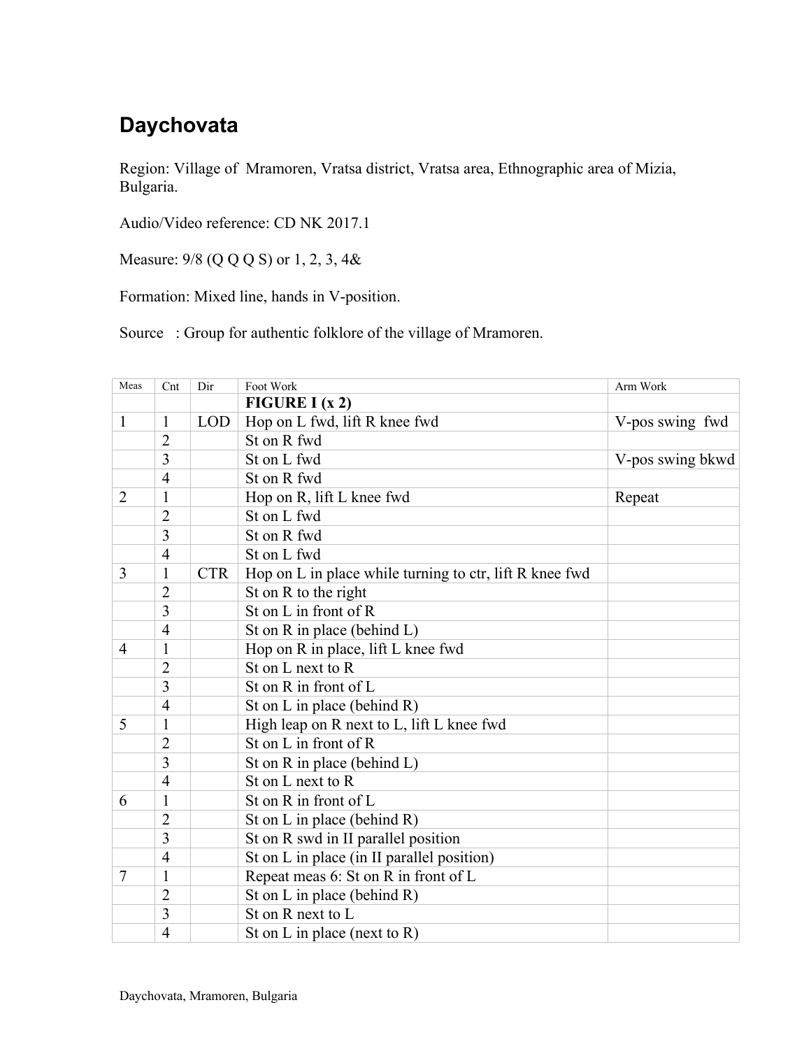# Daychovata

Region: Village of Mramoren, Vratsa district, Vratsa area, Ethnographic area of Mizia, Bulgaria.

Audio/Video reference: CD NK 2017.1

Measure: 9/8 (Q Q Q S) or 1, 2, 3, 4&

Formation: Mixed line, hands in V-position.

Source : Group for authentic folklore of the village of Mramoren.

| Meas | Cnt | Dir | Foot Work | Arm Work |
|---|---|---|---|---|
| | | | **FIGURE I (x 2)** | |
| 1 | 1 | LOD | Hop on L fwd, lift R knee fwd | V-pos swing fwd |
| | 2 | | St on R fwd | |
| | 3 | | St on L fwd | V-pos swing bkwd |
| | 4 | | St on R fwd | |
| 2 | 1 | | Hop on R, lift L knee fwd | Repeat |
| | 2 | | St on L fwd | |
| | 3 | | St on R fwd | |
| | 4 | | St on L fwd | |
| 3 | 1 | CTR | Hop on L in place while turning to ctr, lift R knee fwd | |
| | 2 | | St on R to the right | |
| | 3 | | St on L in front of R | |
| | 4 | | St on R in place (behind L) | |
| 4 | 1 | | Hop on R in place, lift L knee fwd | |
| | 2 | | St on L next to R | |
| | 3 | | St on R in front of L | |
| | 4 | | St on L in place (behind R) | |
| 5 | 1 | | High leap on R next to L, lift L knee fwd | |
| | 2 | | St on L in front of R | |
| | 3 | | St on R in place (behind L) | |
| | 4 | | St on L next to R | |
| 6 | 1 | | St on R in front of L | |
| | 2 | | St on L in place (behind R) | |
| | 3 | | St on R swd in II parallel position | |
| | 4 | | St on L in place (in II parallel position) | |
| 7 | 1 | | Repeat meas 6: St on R in front of L | |
| | 2 | | St on L in place (behind R) | |
| | 3 | | St on R next to L | |
| | 4 | | St on L in place (next to R) | |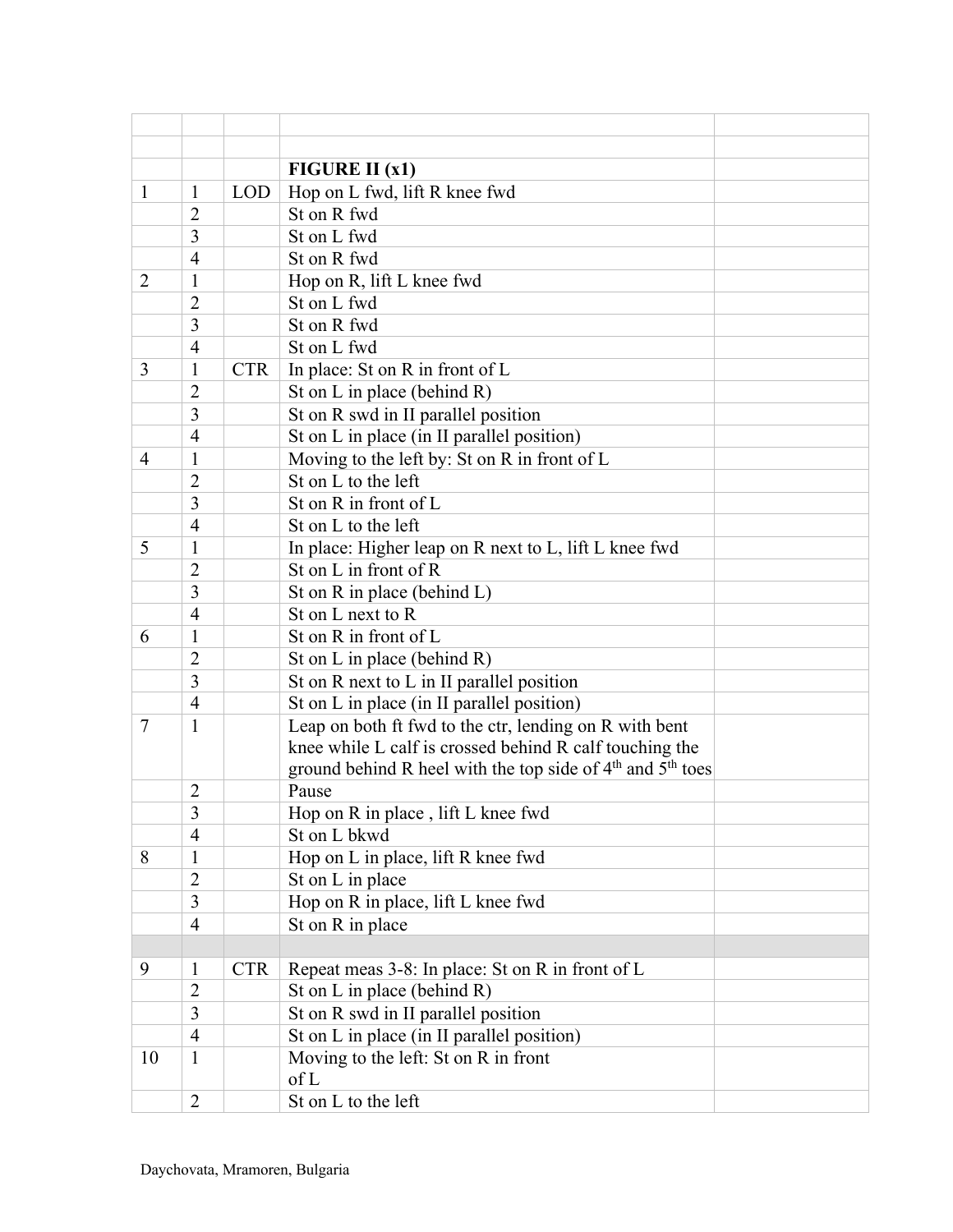| | | | | |
|---|---|---|---|---|
| | | | | |
| | | | **FIGURE II (x1)** | |
| 1 | 1 | LOD | Hop on L fwd, lift R knee fwd | |
| | 2 | | St on R fwd | |
| | 3 | | St on L fwd | |
| | 4 | | St on R fwd | |
| 2 | 1 | | Hop on R, lift L knee fwd | |
| | 2 | | St on L fwd | |
| | 3 | | St on R fwd | |
| | 4 | | St on L fwd | |
| 3 | 1 | CTR | In place: St on R in front of L | |
| | 2 | | St on L in place (behind R) | |
| | 3 | | St on R swd in II parallel position | |
| | 4 | | St on L in place (in II parallel position) | |
| 4 | 1 | | Moving to the left by: St on R in front of L | |
| | 2 | | St on L to the left | |
| | 3 | | St on R in front of L | |
| | 4 | | St on L to the left | |
| 5 | 1 | | In place: Higher leap on R next to L, lift L knee fwd | |
| | 2 | | St on L in front of R | |
| | 3 | | St on R in place (behind L) | |
| | 4 | | St on L next to R | |
| 6 | 1 | | St on R in front of L | |
| | 2 | | St on L in place (behind R) | |
| | 3 | | St on R next to L in II parallel position | |
| | 4 | | St on L in place (in II parallel position) | |
| 7 | 1 | | Leap on both ft fwd to the ctr, lending on R with bent knee while L calf is crossed behind R calf touching the ground behind R heel with the top side of 4th and 5th toes | |
| | 2 | | Pause | |
| | 3 | | Hop on R in place , lift L knee fwd | |
| | 4 | | St on L bkwd | |
| 8 | 1 | | Hop on L in place, lift R knee fwd | |
| | 2 | | St on L in place | |
| | 3 | | Hop on R in place, lift L knee fwd | |
| | 4 | | St on R in place | |
| | | | | |
| 9 | 1 | CTR | Repeat meas 3-8: In place: St on R in front of L | |
| | 2 | | St on L in place (behind R) | |
| | 3 | | St on R swd in II parallel position | |
| | 4 | | St on L in place (in II parallel position) | |
| 10 | 1 | | Moving to the left: St on R in front of L | |
| | 2 | | St on L to the left | |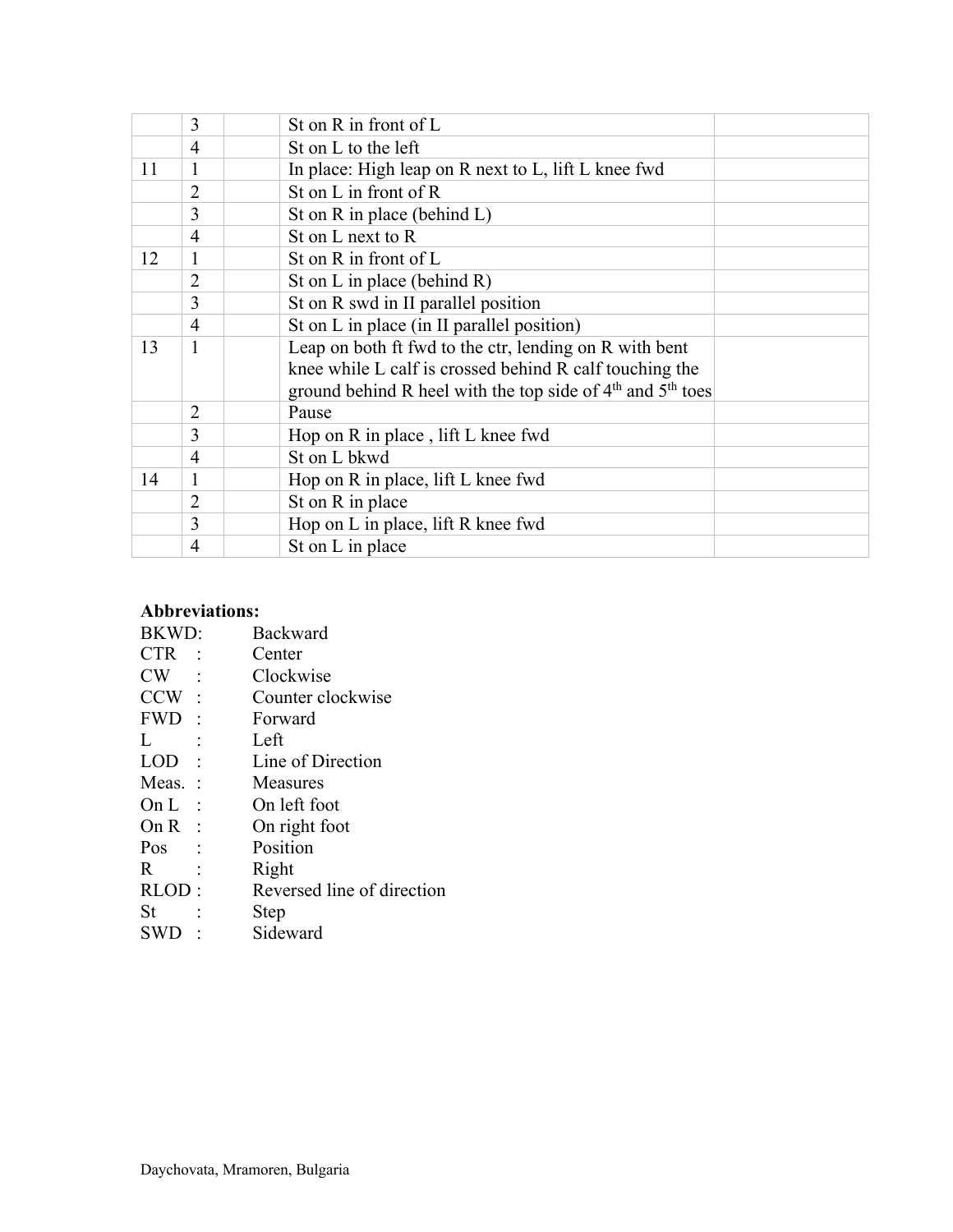| | | | | |
|---|---|---|---|---|
| | 3 | | St on R in front of L | |
| | 4 | | St on L to the left | |
| 11 | 1 | | In place: High leap on R next to L, lift L knee fwd | |
| | 2 | | St on L in front of R | |
| | 3 | | St on R in place (behind L) | |
| | 4 | | St on L next to R | |
| 12 | 1 | | St on R in front of L | |
| | 2 | | St on L in place (behind R) | |
| | 3 | | St on R swd in II parallel position | |
| | 4 | | St on L in place (in II parallel position) | |
| 13 | 1 | | Leap on both ft fwd to the ctr, lending on R with bent knee while L calf is crossed behind R calf touching the ground behind R heel with the top side of 4th and 5th toes | |
| | 2 | | Pause | |
| | 3 | | Hop on R in place , lift L knee fwd | |
| | 4 | | St on L bkwd | |
| 14 | 1 | | Hop on R in place, lift L knee fwd | |
| | 2 | | St on R in place | |
| | 3 | | Hop on L in place, lift R knee fwd | |
| | 4 | | St on L in place | |

**Abbreviations:**

BKWD: Backward
CTR : Center
CW : Clockwise
CCW : Counter clockwise
FWD : Forward
L : Left
LOD : Line of Direction
Meas. : Measures
On L : On left foot
On R : On right foot
Pos : Position
R : Right
RLOD : Reversed line of direction
St : Step
SWD : Sideward